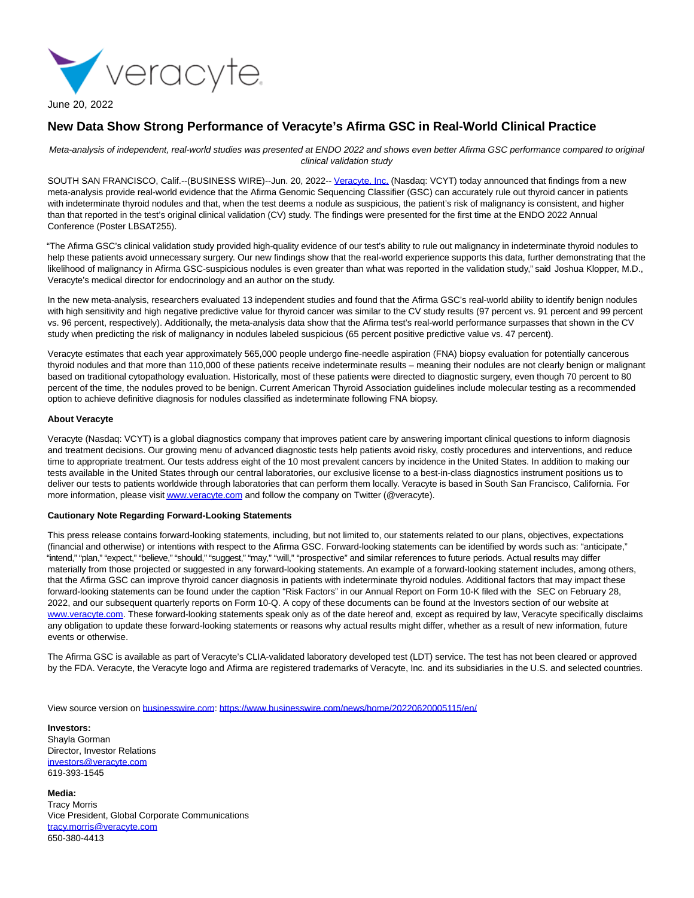June 20, 2022

# New Data Show Strong Performance of Veracyte's Afirma GSC in Real-World Clinical Practice

*Meta-analysis of independent, real-world studies was presented at ENDO 2022 and shows even better Afirma GSC performance compared to original clinical validation study*

SOUTH SAN FRANCISCO, Calif.--(BUSINESS WIRE)--Jun. 20, 2022-- Veracyte, Inc. (Nasdaq: VCYT) today announced that findings from a new meta-analysis provide real-world evidence that the Afirma Genomic Sequencing Classifier (GSC) can accurately rule out thyroid cancer in patients with indeterminate thyroid nodules and that, when the test deems a nodule as suspicious, the patient's risk of malignancy is consistent, and higher than that reported in the test's original clinical validation (CV) study. The findings were presented for the first time at the ENDO 2022 Annual Conference (Poster LBSAT255).

"The Afirma GSC's clinical validation study provided high-quality evidence of our test's ability to rule out malignancy in indeterminate thyroid nodules to help these patients avoid unnecessary surgery. Our new findings show that the real-world experience supports this data, further demonstrating that the likelihood of malignancy in Afirma GSC-suspicious nodules is even greater than what was reported in the validation study," said Joshua Klopper, M.D., Veracyte's medical director for endocrinology and an author on the study.

In the new meta-analysis, researchers evaluated 13 independent studies and found that the Afirma GSC's real-world ability to identify benign nodules with high sensitivity and high negative predictive value for thyroid cancer was similar to the CV study results (97 percent vs. 91 percent and 99 percent vs. 96 percent, respectively). Additionally, the meta-analysis data show that the Afirma test's real-world performance surpasses that shown in the CV study when predicting the risk of malignancy in nodules labeled suspicious (65 percent positive predictive value vs. 47 percent).

Veracyte estimates that each year approximately 565,000 people undergo fine-needle aspiration (FNA) biopsy evaluation for potentially cancerous thyroid nodules and that more than 110,000 of these patients receive indeterminate results – meaning their nodules are not clearly benign or malignant based on traditional cytopathology evaluation. Historically, most of these patients were directed to diagnostic surgery, even though 70 percent to 80 percent of the time, the nodules proved to be benign. Current American Thyroid Association guidelines include molecular testing as a recommended option to achieve definitive diagnosis for nodules classified as indeterminate following FNA biopsy.

**About Veracyte**

Veracyte (Nasdaq: VCYT) is a global diagnostics company that improves patient care by answering important clinical questions to inform diagnosis and treatment decisions. Our growing menu of advanced diagnostic tests help patients avoid risky, costly procedures and interventions, and reduce time to appropriate treatment. Our tests address eight of the 10 most prevalent cancers by incidence in the United States. In addition to making our tests available in the United States through our central laboratories, our exclusive license to a best-in-class diagnostics instrument positions us to deliver our tests to patients worldwide through laboratories that can perform them locally. Veracyte is based in South San Francisco, California. For more information, please visit www.veracyte.com and follow the company on Twitter (@veracyte).

**Cautionary Note Regarding Forward-Looking Statements**

This press release contains forward-looking statements, including, but not limited to, our statements related to our plans, objectives, expectations (financial and otherwise) or intentions with respect to the Afirma GSC. Forward-looking statements can be identified by words such as: "anticipate," "intend," "plan," "expect," "believe," "should," "suggest," "may," "will," "prospective" and similar references to future periods. Actual results may differ materially from those projected or suggested in any forward-looking statements. An example of a forward-looking statement includes, among others, that the Afirma GSC can improve thyroid cancer diagnosis in patients with indeterminate thyroid nodules. Additional factors that may impact these forward-looking statements can be found under the caption "Risk Factors" in our Annual Report on Form 10-K filed with the SEC on February 28, 2022, and our subsequent quarterly reports on Form 10-Q. A copy of these documents can be found at the Investors section of our website at www.veracyte.com. These forward-looking statements speak only as of the date hereof and, except as required by law, Veracyte specifically disclaims any obligation to update these forward-looking statements or reasons why actual results might differ, whether as a result of new information, future events or otherwise.

The Afirma GSC is available as part of Veracyte's CLIA-validated laboratory developed test (LDT) service. The test has not been cleared or approved by the FDA. Veracyte, the Veracyte logo and Afirma are registered trademarks of Veracyte, Inc. and its subsidiaries in the U.S. and selected countries.

View source version on businesswire.com: https://www.businesswire.com/news/home/20220620005115/en/

**Investors:**
Shayla Gorman
Director, Investor Relations
investors@veracyte.com
619-393-1545

**Media:**
Tracy Morris
Vice President, Global Corporate Communications
tracy.morris@veracyte.com
650-380-4413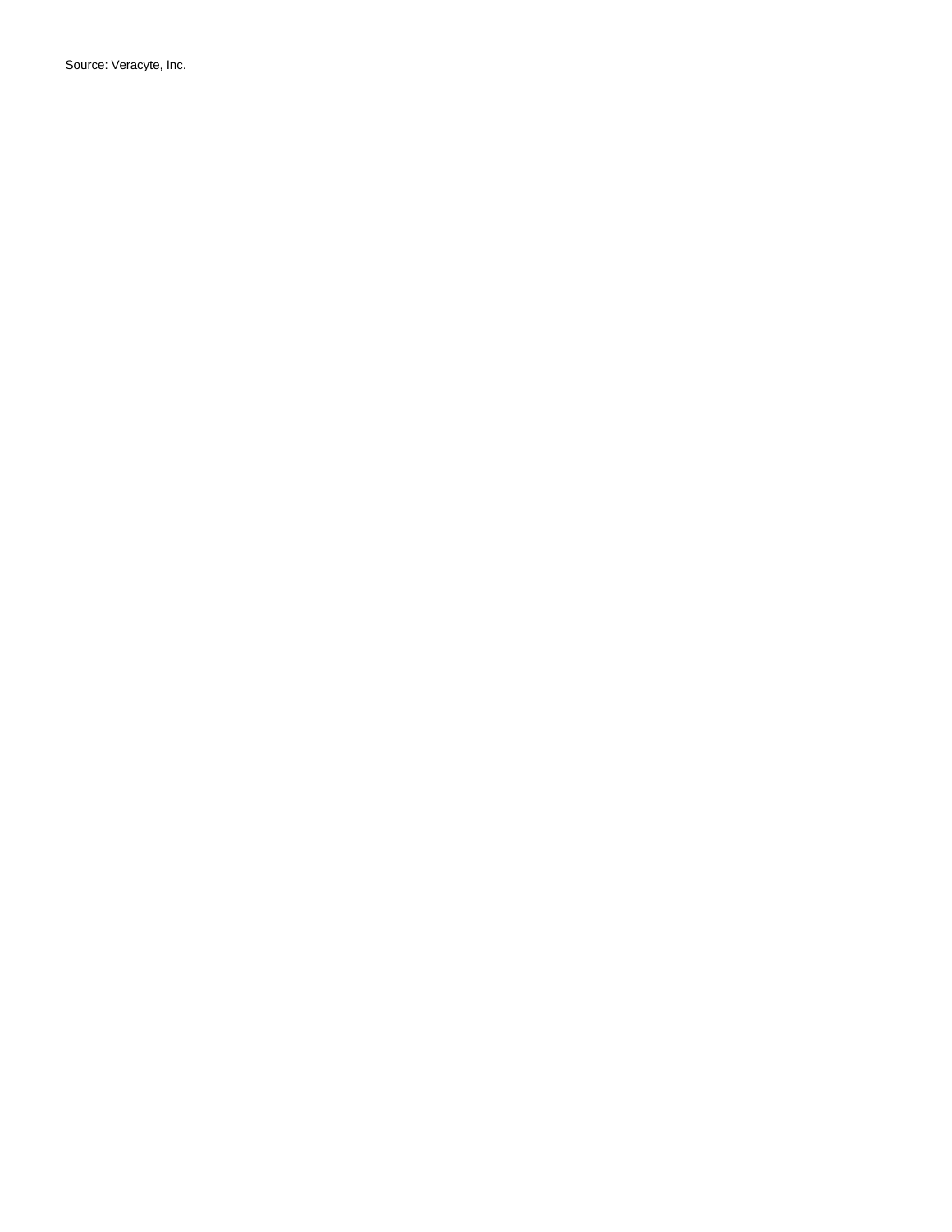Source: Veracyte, Inc.